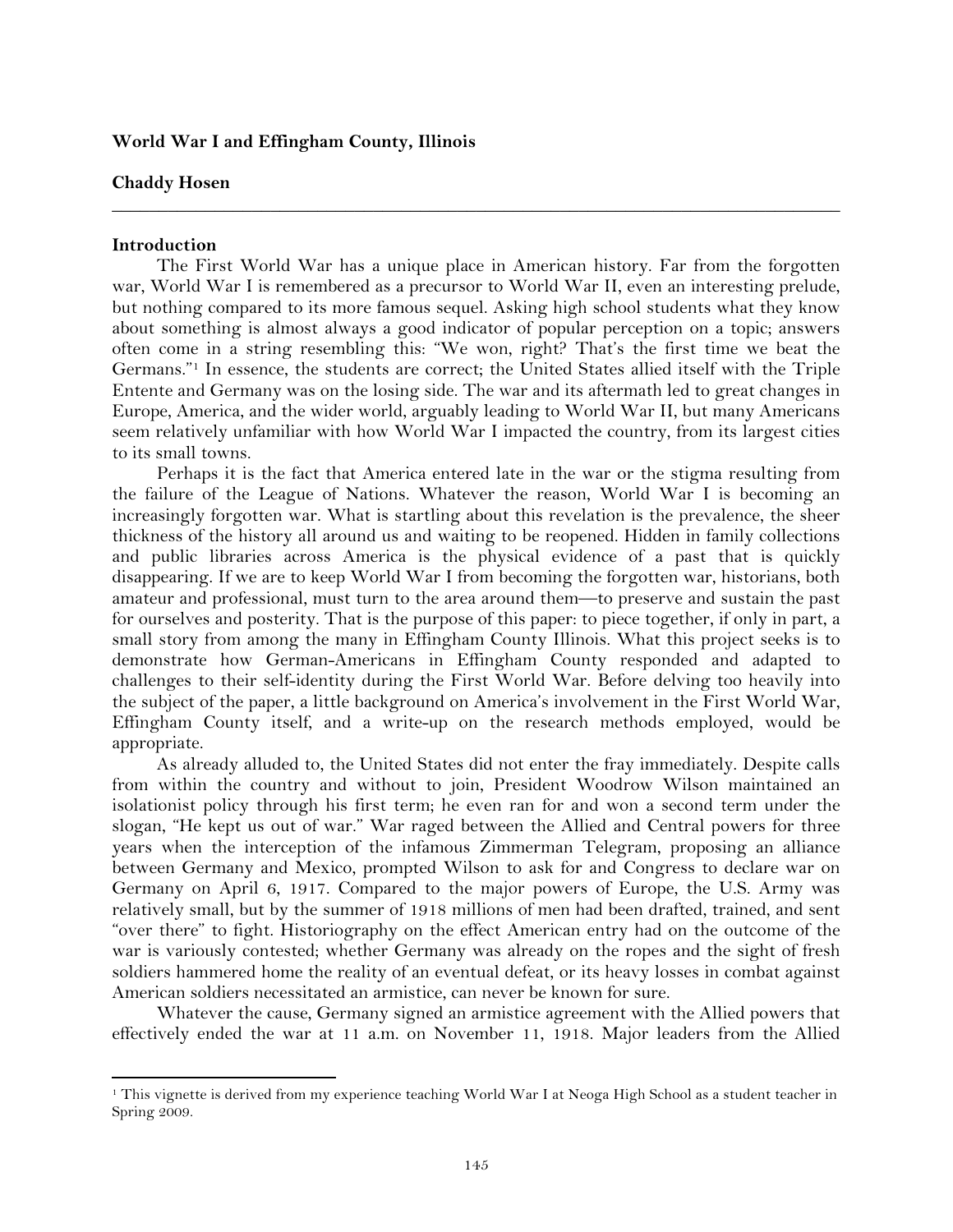# World War I and Effingham County, Illinois

**Chaddy Hosen**

---

## Introduction

The First World War has a unique place in American history. Far from the forgotten war, World War I is remembered as a precursor to World War II, even an interesting prelude, but nothing compared to its more famous sequel. Asking high school students what they know about something is almost always a good indicator of popular perception on a topic; answers often come in a string resembling this: "We won, right? That's the first time we beat the Germans."[1] In essence, the students are correct; the United States allied itself with the Triple Entente and Germany was on the losing side. The war and its aftermath led to great changes in Europe, America, and the wider world, arguably leading to World War II, but many Americans seem relatively unfamiliar with how World War I impacted the country, from its largest cities to its small towns.

Perhaps it is the fact that America entered late in the war or the stigma resulting from the failure of the League of Nations. Whatever the reason, World War I is becoming an increasingly forgotten war. What is startling about this revelation is the prevalence, the sheer thickness of the history all around us and waiting to be reopened. Hidden in family collections and public libraries across America is the physical evidence of a past that is quickly disappearing. If we are to keep World War I from becoming the forgotten war, historians, both amateur and professional, must turn to the area around them—to preserve and sustain the past for ourselves and posterity. That is the purpose of this paper: to piece together, if only in part, a small story from among the many in Effingham County Illinois. What this project seeks is to demonstrate how German-Americans in Effingham County responded and adapted to challenges to their self-identity during the First World War. Before delving too heavily into the subject of the paper, a little background on America's involvement in the First World War, Effingham County itself, and a write-up on the research methods employed, would be appropriate.

As already alluded to, the United States did not enter the fray immediately. Despite calls from within the country and without to join, President Woodrow Wilson maintained an isolationist policy through his first term; he even ran for and won a second term under the slogan, "He kept us out of war." War raged between the Allied and Central powers for three years when the interception of the infamous Zimmerman Telegram, proposing an alliance between Germany and Mexico, prompted Wilson to ask for and Congress to declare war on Germany on April 6, 1917. Compared to the major powers of Europe, the U.S. Army was relatively small, but by the summer of 1918 millions of men had been drafted, trained, and sent "over there" to fight. Historiography on the effect American entry had on the outcome of the war is variously contested; whether Germany was already on the ropes and the sight of fresh soldiers hammered home the reality of an eventual defeat, or its heavy losses in combat against American soldiers necessitated an armistice, can never be known for sure.

Whatever the cause, Germany signed an armistice agreement with the Allied powers that effectively ended the war at 11 a.m. on November 11, 1918. Major leaders from the Allied

---

[1] This vignette is derived from my experience teaching World War I at Neoga High School as a student teacher in Spring 2009.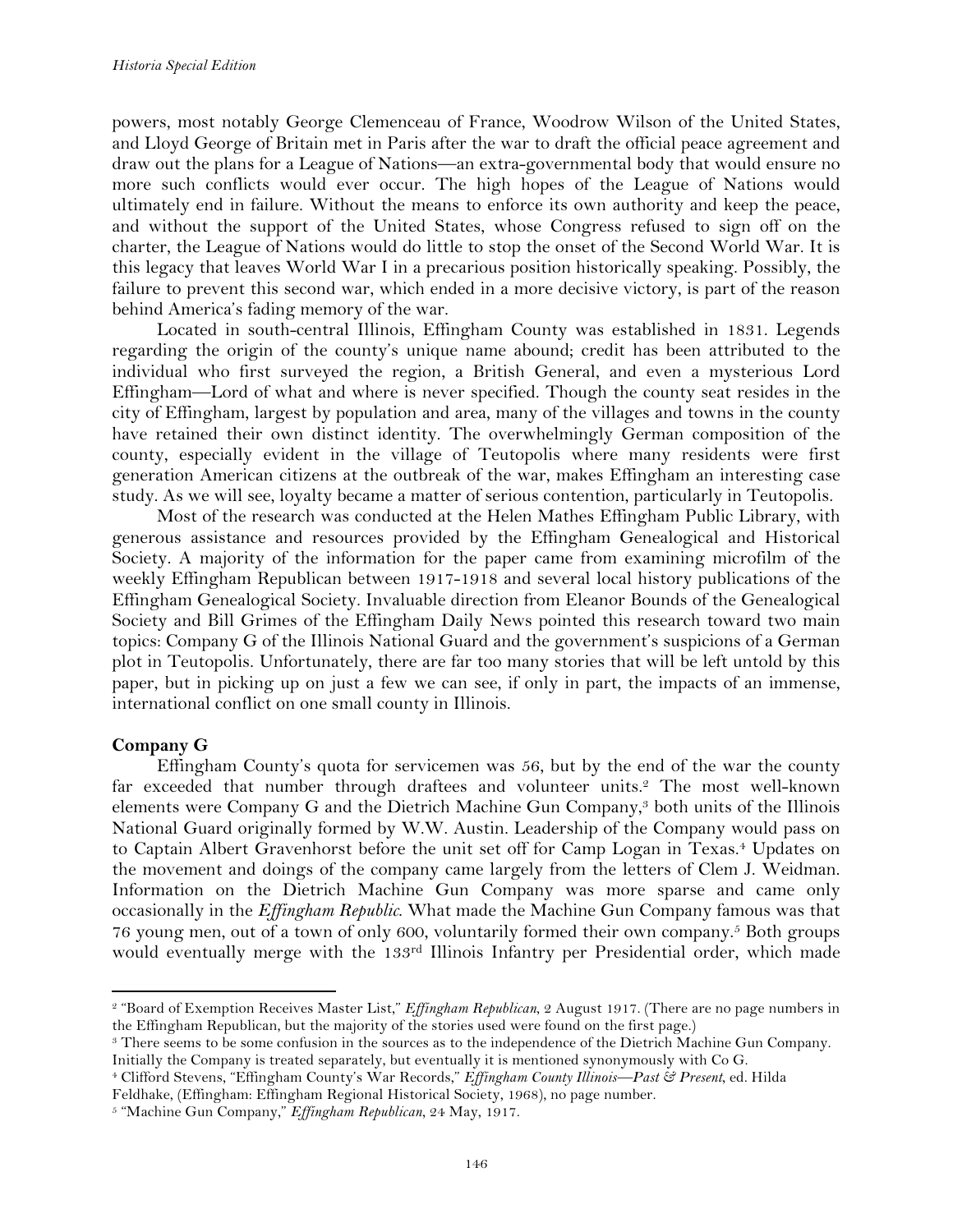powers, most notably George Clemenceau of France, Woodrow Wilson of the United States, and Lloyd George of Britain met in Paris after the war to draft the official peace agreement and draw out the plans for a League of Nations—an extra-governmental body that would ensure no more such conflicts would ever occur. The high hopes of the League of Nations would ultimately end in failure. Without the means to enforce its own authority and keep the peace, and without the support of the United States, whose Congress refused to sign off on the charter, the League of Nations would do little to stop the onset of the Second World War. It is this legacy that leaves World War I in a precarious position historically speaking. Possibly, the failure to prevent this second war, which ended in a more decisive victory, is part of the reason behind America's fading memory of the war.

Located in south-central Illinois, Effingham County was established in 1831. Legends regarding the origin of the county's unique name abound; credit has been attributed to the individual who first surveyed the region, a British General, and even a mysterious Lord Effingham—Lord of what and where is never specified. Though the county seat resides in the city of Effingham, largest by population and area, many of the villages and towns in the county have retained their own distinct identity. The overwhelmingly German composition of the county, especially evident in the village of Teutopolis where many residents were first generation American citizens at the outbreak of the war, makes Effingham an interesting case study. As we will see, loyalty became a matter of serious contention, particularly in Teutopolis.

Most of the research was conducted at the Helen Mathes Effingham Public Library, with generous assistance and resources provided by the Effingham Genealogical and Historical Society. A majority of the information for the paper came from examining microfilm of the weekly Effingham Republican between 1917-1918 and several local history publications of the Effingham Genealogical Society. Invaluable direction from Eleanor Bounds of the Genealogical Society and Bill Grimes of the Effingham Daily News pointed this research toward two main topics: Company G of the Illinois National Guard and the government's suspicions of a German plot in Teutopolis. Unfortunately, there are far too many stories that will be left untold by this paper, but in picking up on just a few we can see, if only in part, the impacts of an immense, international conflict on one small county in Illinois.

## Company G

Effingham County's quota for servicemen was 56, but by the end of the war the county far exceeded that number through draftees and volunteer units.[2] The most well-known elements were Company G and the Dietrich Machine Gun Company,[3] both units of the Illinois National Guard originally formed by W.W. Austin. Leadership of the Company would pass on to Captain Albert Gravenhorst before the unit set off for Camp Logan in Texas.[4] Updates on the movement and doings of the company came largely from the letters of Clem J. Weidman. Information on the Dietrich Machine Gun Company was more sparse and came only occasionally in the *Effingham Republic*. What made the Machine Gun Company famous was that 76 young men, out of a town of only 600, voluntarily formed their own company.[5] Both groups would eventually merge with the 133rd Illinois Infantry per Presidential order, which made

---

[2] "Board of Exemption Receives Master List," *Effingham Republican*, 2 August 1917. (There are no page numbers in the Effingham Republican, but the majority of the stories used were found on the first page.)

[3] There seems to be some confusion in the sources as to the independence of the Dietrich Machine Gun Company. Initially the Company is treated separately, but eventually it is mentioned synonymously with Co G.

[4] Clifford Stevens, "Effingham County's War Records," *Effingham County Illinois—Past & Present*, ed. Hilda Feldhake, (Effingham: Effingham Regional Historical Society, 1968), no page number.

[5] "Machine Gun Company," *Effingham Republican*, 24 May, 1917.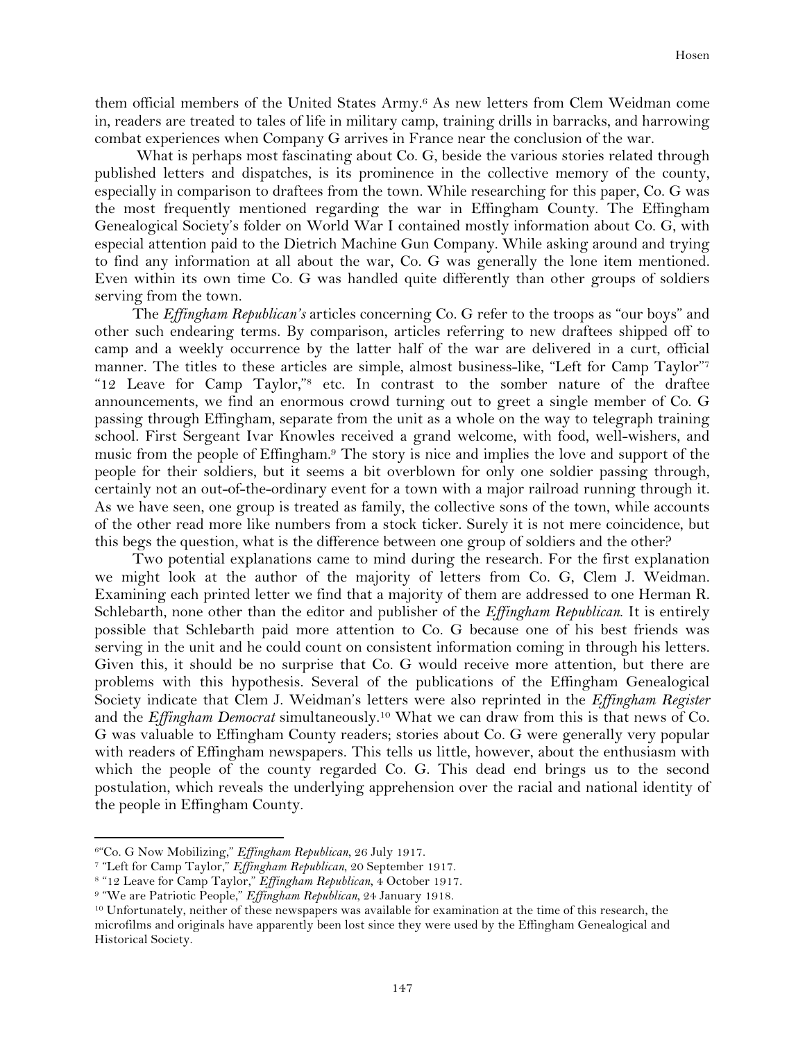them official members of the United States Army.[6] As new letters from Clem Weidman come in, readers are treated to tales of life in military camp, training drills in barracks, and harrowing combat experiences when Company G arrives in France near the conclusion of the war.

What is perhaps most fascinating about Co. G, beside the various stories related through published letters and dispatches, is its prominence in the collective memory of the county, especially in comparison to draftees from the town. While researching for this paper, Co. G was the most frequently mentioned regarding the war in Effingham County. The Effingham Genealogical Society's folder on World War I contained mostly information about Co. G, with especial attention paid to the Dietrich Machine Gun Company. While asking around and trying to find any information at all about the war, Co. G was generally the lone item mentioned. Even within its own time Co. G was handled quite differently than other groups of soldiers serving from the town.

The *Effingham Republican's* articles concerning Co. G refer to the troops as "our boys" and other such endearing terms. By comparison, articles referring to new draftees shipped off to camp and a weekly occurrence by the latter half of the war are delivered in a curt, official manner. The titles to these articles are simple, almost business-like, "Left for Camp Taylor"[7] "12 Leave for Camp Taylor,"[8] etc. In contrast to the somber nature of the draftee announcements, we find an enormous crowd turning out to greet a single member of Co. G passing through Effingham, separate from the unit as a whole on the way to telegraph training school. First Sergeant Ivar Knowles received a grand welcome, with food, well-wishers, and music from the people of Effingham.[9] The story is nice and implies the love and support of the people for their soldiers, but it seems a bit overblown for only one soldier passing through, certainly not an out-of-the-ordinary event for a town with a major railroad running through it. As we have seen, one group is treated as family, the collective sons of the town, while accounts of the other read more like numbers from a stock ticker. Surely it is not mere coincidence, but this begs the question, what is the difference between one group of soldiers and the other?

Two potential explanations came to mind during the research. For the first explanation we might look at the author of the majority of letters from Co. G, Clem J. Weidman. Examining each printed letter we find that a majority of them are addressed to one Herman R. Schlebarth, none other than the editor and publisher of the *Effingham Republican*. It is entirely possible that Schlebarth paid more attention to Co. G because one of his best friends was serving in the unit and he could count on consistent information coming in through his letters. Given this, it should be no surprise that Co. G would receive more attention, but there are problems with this hypothesis. Several of the publications of the Effingham Genealogical Society indicate that Clem J. Weidman's letters were also reprinted in the *Effingham Register* and the *Effingham Democrat* simultaneously.[10] What we can draw from this is that news of Co. G was valuable to Effingham County readers; stories about Co. G were generally very popular with readers of Effingham newspapers. This tells us little, however, about the enthusiasm with which the people of the county regarded Co. G. This dead end brings us to the second postulation, which reveals the underlying apprehension over the racial and national identity of the people in Effingham County.

---

[6] "Co. G Now Mobilizing," *Effingham Republican*, 26 July 1917.

[7] "Left for Camp Taylor," *Effingham Republican*, 20 September 1917.

[8] "12 Leave for Camp Taylor," *Effingham Republican*, 4 October 1917.

[9] "We are Patriotic People," *Effingham Republican*, 24 January 1918.

[10] Unfortunately, neither of these newspapers was available for examination at the time of this research, the microfilms and originals have apparently been lost since they were used by the Effingham Genealogical and Historical Society.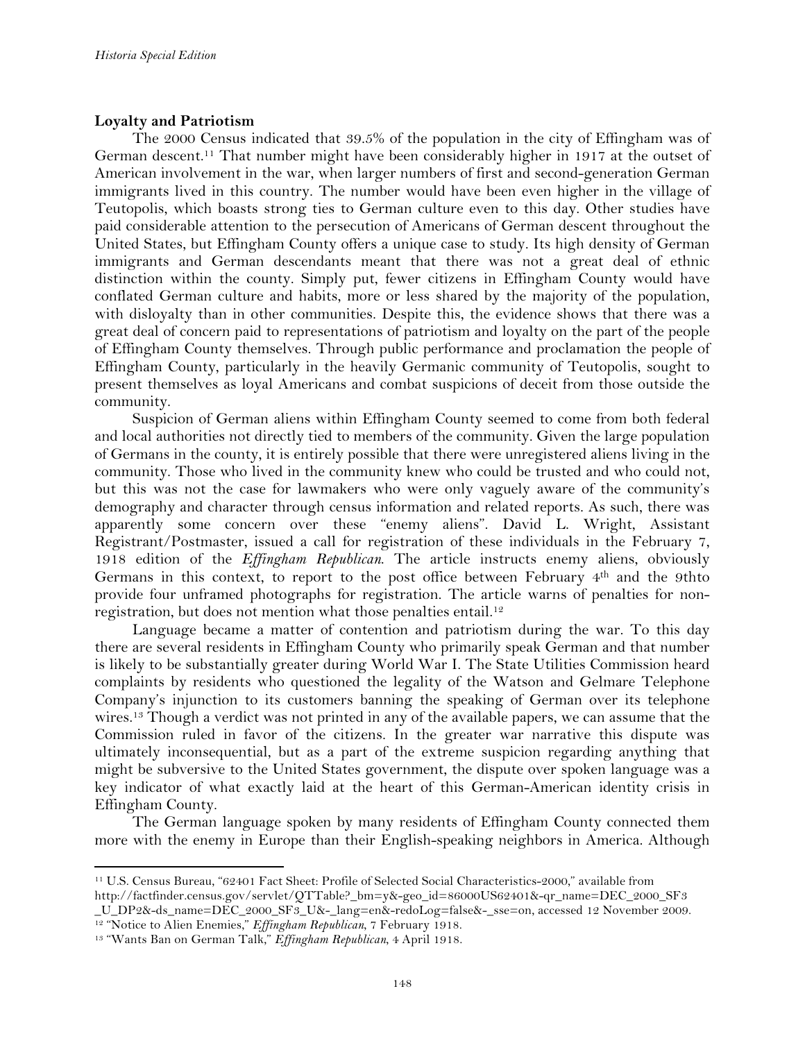## Loyalty and Patriotism

The 2000 Census indicated that 39.5% of the population in the city of Effingham was of German descent.[11] That number might have been considerably higher in 1917 at the outset of American involvement in the war, when larger numbers of first and second-generation German immigrants lived in this country. The number would have been even higher in the village of Teutopolis, which boasts strong ties to German culture even to this day. Other studies have paid considerable attention to the persecution of Americans of German descent throughout the United States, but Effingham County offers a unique case to study. Its high density of German immigrants and German descendants meant that there was not a great deal of ethnic distinction within the county. Simply put, fewer citizens in Effingham County would have conflated German culture and habits, more or less shared by the majority of the population, with disloyalty than in other communities. Despite this, the evidence shows that there was a great deal of concern paid to representations of patriotism and loyalty on the part of the people of Effingham County themselves. Through public performance and proclamation the people of Effingham County, particularly in the heavily Germanic community of Teutopolis, sought to present themselves as loyal Americans and combat suspicions of deceit from those outside the community.

Suspicion of German aliens within Effingham County seemed to come from both federal and local authorities not directly tied to members of the community. Given the large population of Germans in the county, it is entirely possible that there were unregistered aliens living in the community. Those who lived in the community knew who could be trusted and who could not, but this was not the case for lawmakers who were only vaguely aware of the community's demography and character through census information and related reports. As such, there was apparently some concern over these "enemy aliens". David L. Wright, Assistant Registrant/Postmaster, issued a call for registration of these individuals in the February 7, 1918 edition of the *Effingham Republican*. The article instructs enemy aliens, obviously Germans in this context, to report to the post office between February 4th and the 9thto provide four unframed photographs for registration. The article warns of penalties for non-registration, but does not mention what those penalties entail.[12]

Language became a matter of contention and patriotism during the war. To this day there are several residents in Effingham County who primarily speak German and that number is likely to be substantially greater during World War I. The State Utilities Commission heard complaints by residents who questioned the legality of the Watson and Gelmare Telephone Company's injunction to its customers banning the speaking of German over its telephone wires.[13] Though a verdict was not printed in any of the available papers, we can assume that the Commission ruled in favor of the citizens. In the greater war narrative this dispute was ultimately inconsequential, but as a part of the extreme suspicion regarding anything that might be subversive to the United States government, the dispute over spoken language was a key indicator of what exactly laid at the heart of this German-American identity crisis in Effingham County.

The German language spoken by many residents of Effingham County connected them more with the enemy in Europe than their English-speaking neighbors in America. Although

---

[11] U.S. Census Bureau, "62401 Fact Sheet: Profile of Selected Social Characteristics-2000," available from http://factfinder.census.gov/servlet/QTTable?_bm=y&-geo_id=86000US62401&-qr_name=DEC_2000_SF3_U_DP2&-ds_name=DEC_2000_SF3_U&-_lang=en&-redoLog=false&-_sse=on, accessed 12 November 2009.

[12] "Notice to Alien Enemies," *Effingham Republican*, 7 February 1918.

[13] "Wants Ban on German Talk," *Effingham Republican*, 4 April 1918.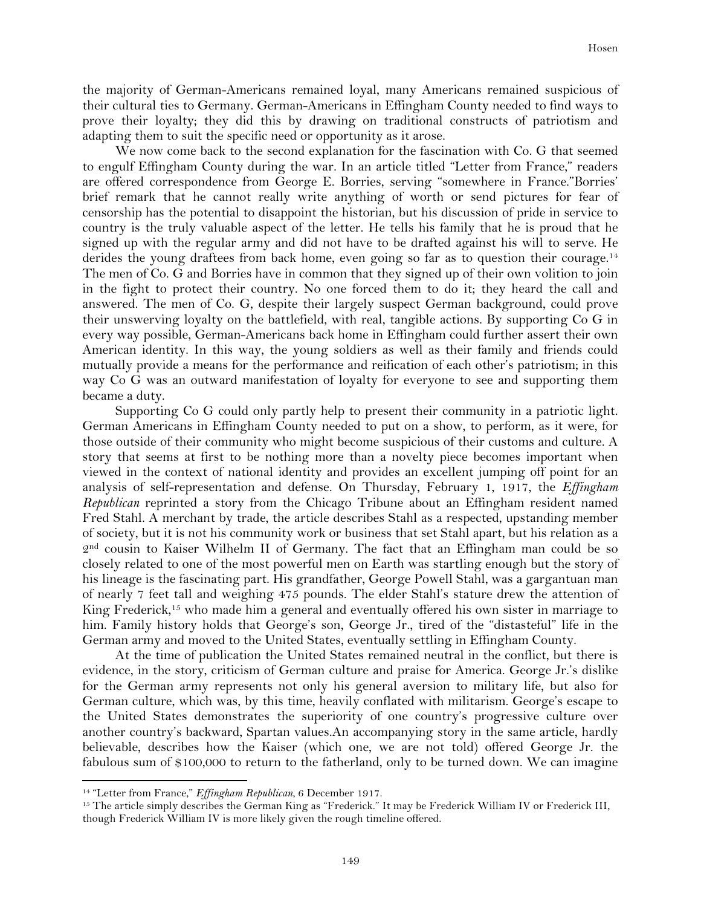the majority of German-Americans remained loyal, many Americans remained suspicious of their cultural ties to Germany. German-Americans in Effingham County needed to find ways to prove their loyalty; they did this by drawing on traditional constructs of patriotism and adapting them to suit the specific need or opportunity as it arose.

We now come back to the second explanation for the fascination with Co. G that seemed to engulf Effingham County during the war. In an article titled "Letter from France," readers are offered correspondence from George E. Borries, serving "somewhere in France."Borries' brief remark that he cannot really write anything of worth or send pictures for fear of censorship has the potential to disappoint the historian, but his discussion of pride in service to country is the truly valuable aspect of the letter. He tells his family that he is proud that he signed up with the regular army and did not have to be drafted against his will to serve. He derides the young draftees from back home, even going so far as to question their courage.[14] The men of Co. G and Borries have in common that they signed up of their own volition to join in the fight to protect their country. No one forced them to do it; they heard the call and answered. The men of Co. G, despite their largely suspect German background, could prove their unswerving loyalty on the battlefield, with real, tangible actions. By supporting Co G in every way possible, German-Americans back home in Effingham could further assert their own American identity. In this way, the young soldiers as well as their family and friends could mutually provide a means for the performance and reification of each other's patriotism; in this way Co G was an outward manifestation of loyalty for everyone to see and supporting them became a duty.

Supporting Co G could only partly help to present their community in a patriotic light. German Americans in Effingham County needed to put on a show, to perform, as it were, for those outside of their community who might become suspicious of their customs and culture. A story that seems at first to be nothing more than a novelty piece becomes important when viewed in the context of national identity and provides an excellent jumping off point for an analysis of self-representation and defense. On Thursday, February 1, 1917, the *Effingham Republican* reprinted a story from the Chicago Tribune about an Effingham resident named Fred Stahl. A merchant by trade, the article describes Stahl as a respected, upstanding member of society, but it is not his community work or business that set Stahl apart, but his relation as a 2nd cousin to Kaiser Wilhelm II of Germany. The fact that an Effingham man could be so closely related to one of the most powerful men on Earth was startling enough but the story of his lineage is the fascinating part. His grandfather, George Powell Stahl, was a gargantuan man of nearly 7 feet tall and weighing 475 pounds. The elder Stahl's stature drew the attention of King Frederick,[15] who made him a general and eventually offered his own sister in marriage to him. Family history holds that George's son, George Jr., tired of the "distasteful" life in the German army and moved to the United States, eventually settling in Effingham County.

At the time of publication the United States remained neutral in the conflict, but there is evidence, in the story, criticism of German culture and praise for America. George Jr.'s dislike for the German army represents not only his general aversion to military life, but also for German culture, which was, by this time, heavily conflated with militarism. George's escape to the United States demonstrates the superiority of one country's progressive culture over another country's backward, Spartan values.An accompanying story in the same article, hardly believable, describes how the Kaiser (which one, we are not told) offered George Jr. the fabulous sum of $100,000 to return to the fatherland, only to be turned down. We can imagine

---

[14] "Letter from France," *Effingham Republican*, 6 December 1917.

[15] The article simply describes the German King as "Frederick." It may be Frederick William IV or Frederick III, though Frederick William IV is more likely given the rough timeline offered.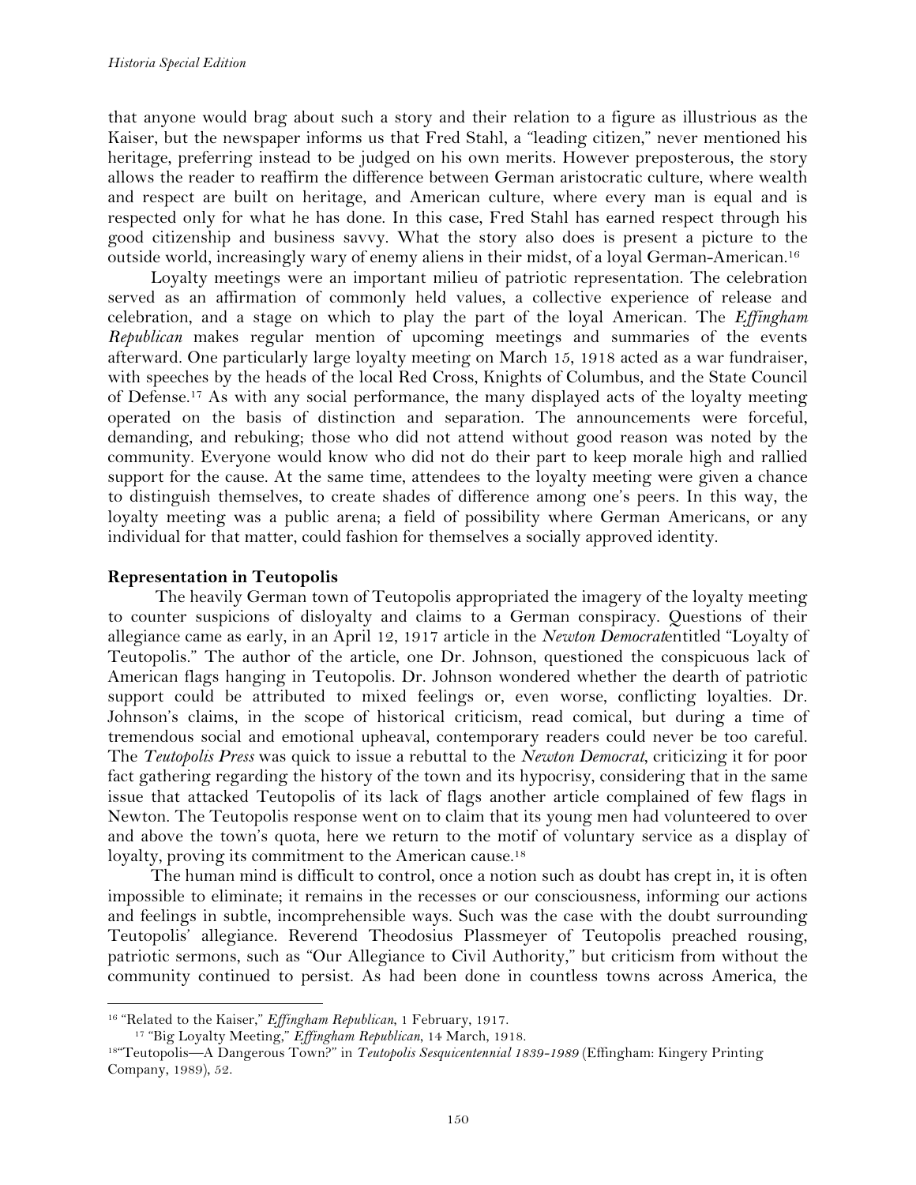that anyone would brag about such a story and their relation to a figure as illustrious as the Kaiser, but the newspaper informs us that Fred Stahl, a "leading citizen," never mentioned his heritage, preferring instead to be judged on his own merits. However preposterous, the story allows the reader to reaffirm the difference between German aristocratic culture, where wealth and respect are built on heritage, and American culture, where every man is equal and is respected only for what he has done. In this case, Fred Stahl has earned respect through his good citizenship and business savvy. What the story also does is present a picture to the outside world, increasingly wary of enemy aliens in their midst, of a loyal German-American.[16]

Loyalty meetings were an important milieu of patriotic representation. The celebration served as an affirmation of commonly held values, a collective experience of release and celebration, and a stage on which to play the part of the loyal American. The *Effingham Republican* makes regular mention of upcoming meetings and summaries of the events afterward. One particularly large loyalty meeting on March 15, 1918 acted as a war fundraiser, with speeches by the heads of the local Red Cross, Knights of Columbus, and the State Council of Defense.[17] As with any social performance, the many displayed acts of the loyalty meeting operated on the basis of distinction and separation. The announcements were forceful, demanding, and rebuking; those who did not attend without good reason was noted by the community. Everyone would know who did not do their part to keep morale high and rallied support for the cause. At the same time, attendees to the loyalty meeting were given a chance to distinguish themselves, to create shades of difference among one's peers. In this way, the loyalty meeting was a public arena; a field of possibility where German Americans, or any individual for that matter, could fashion for themselves a socially approved identity.

**Representation in Teutopolis**

The heavily German town of Teutopolis appropriated the imagery of the loyalty meeting to counter suspicions of disloyalty and claims to a German conspiracy. Questions of their allegiance came as early, in an April 12, 1917 article in the *Newton Democrat*entitled "Loyalty of Teutopolis." The author of the article, one Dr. Johnson, questioned the conspicuous lack of American flags hanging in Teutopolis. Dr. Johnson wondered whether the dearth of patriotic support could be attributed to mixed feelings or, even worse, conflicting loyalties. Dr. Johnson's claims, in the scope of historical criticism, read comical, but during a time of tremendous social and emotional upheaval, contemporary readers could never be too careful. The *Teutopolis Press* was quick to issue a rebuttal to the *Newton Democrat*, criticizing it for poor fact gathering regarding the history of the town and its hypocrisy, considering that in the same issue that attacked Teutopolis of its lack of flags another article complained of few flags in Newton. The Teutopolis response went on to claim that its young men had volunteered to over and above the town's quota, here we return to the motif of voluntary service as a display of loyalty, proving its commitment to the American cause.[18]

The human mind is difficult to control, once a notion such as doubt has crept in, it is often impossible to eliminate; it remains in the recesses or our consciousness, informing our actions and feelings in subtle, incomprehensible ways. Such was the case with the doubt surrounding Teutopolis' allegiance. Reverend Theodosius Plassmeyer of Teutopolis preached rousing, patriotic sermons, such as "Our Allegiance to Civil Authority," but criticism from without the community continued to persist. As had been done in countless towns across America, the

---

[16] "Related to the Kaiser," *Effingham Republican*, 1 February, 1917.

[17] "Big Loyalty Meeting," *Effingham Republican*, 14 March, 1918.

[18] "Teutopolis—A Dangerous Town?" in *Teutopolis Sesquicentennial 1839-1989* (Effingham: Kingery Printing Company, 1989), 52.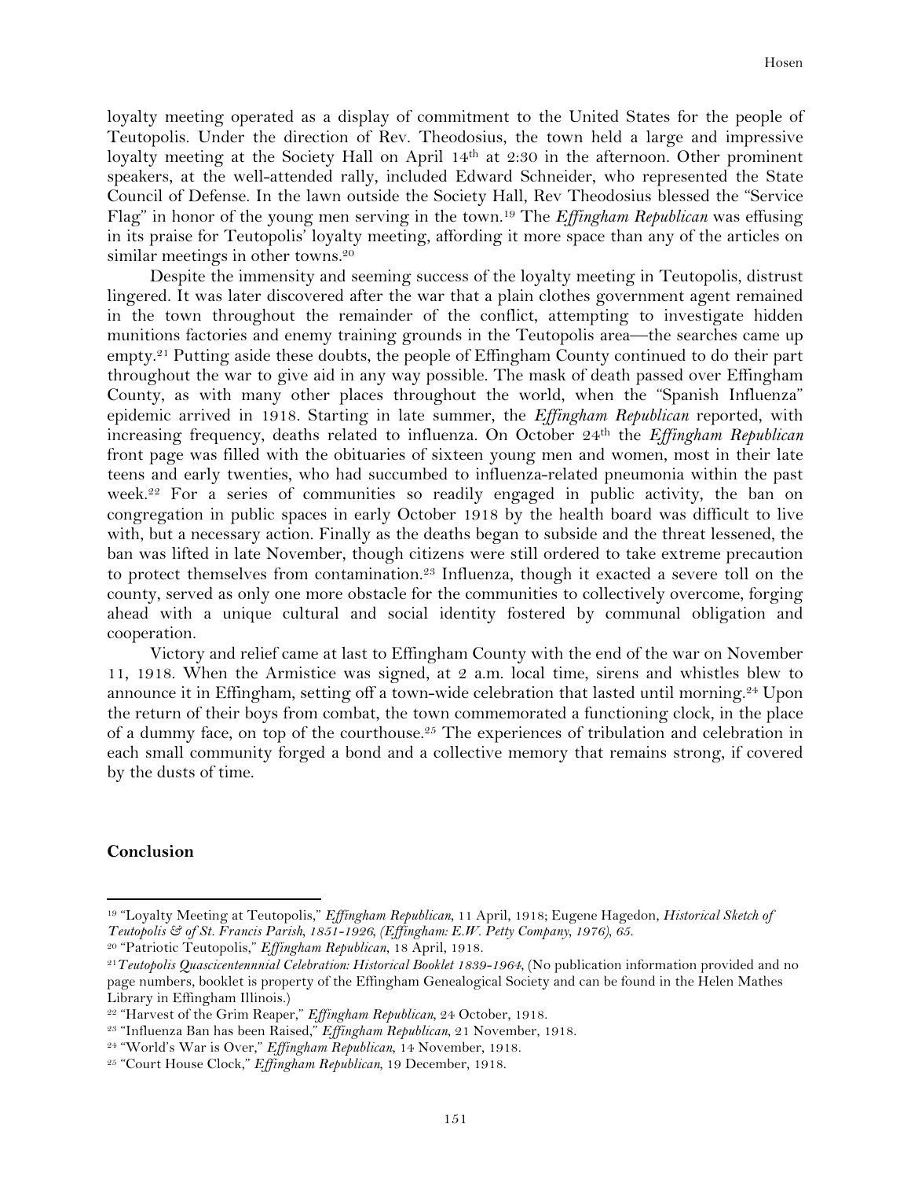loyalty meeting operated as a display of commitment to the United States for the people of Teutopolis. Under the direction of Rev. Theodosius, the town held a large and impressive loyalty meeting at the Society Hall on April 14th at 2:30 in the afternoon. Other prominent speakers, at the well-attended rally, included Edward Schneider, who represented the State Council of Defense. In the lawn outside the Society Hall, Rev Theodosius blessed the "Service Flag" in honor of the young men serving in the town.[19] The *Effingham Republican* was effusing in its praise for Teutopolis' loyalty meeting, affording it more space than any of the articles on similar meetings in other towns.[20]

Despite the immensity and seeming success of the loyalty meeting in Teutopolis, distrust lingered. It was later discovered after the war that a plain clothes government agent remained in the town throughout the remainder of the conflict, attempting to investigate hidden munitions factories and enemy training grounds in the Teutopolis area—the searches came up empty.[21] Putting aside these doubts, the people of Effingham County continued to do their part throughout the war to give aid in any way possible. The mask of death passed over Effingham County, as with many other places throughout the world, when the "Spanish Influenza" epidemic arrived in 1918. Starting in late summer, the *Effingham Republican* reported, with increasing frequency, deaths related to influenza. On October 24th the *Effingham Republican* front page was filled with the obituaries of sixteen young men and women, most in their late teens and early twenties, who had succumbed to influenza-related pneumonia within the past week.[22] For a series of communities so readily engaged in public activity, the ban on congregation in public spaces in early October 1918 by the health board was difficult to live with, but a necessary action. Finally as the deaths began to subside and the threat lessened, the ban was lifted in late November, though citizens were still ordered to take extreme precaution to protect themselves from contamination.[23] Influenza, though it exacted a severe toll on the county, served as only one more obstacle for the communities to collectively overcome, forging ahead with a unique cultural and social identity fostered by communal obligation and cooperation.

Victory and relief came at last to Effingham County with the end of the war on November 11, 1918. When the Armistice was signed, at 2 a.m. local time, sirens and whistles blew to announce it in Effingham, setting off a town-wide celebration that lasted until morning.[24] Upon the return of their boys from combat, the town commemorated a functioning clock, in the place of a dummy face, on top of the courthouse.[25] The experiences of tribulation and celebration in each small community forged a bond and a collective memory that remains strong, if covered by the dusts of time.

**Conclusion**

---

[19] "Loyalty Meeting at Teutopolis," *Effingham Republican*, 11 April, 1918; Eugene Hagedon, *Historical Sketch of Teutopolis & of St. Francis Parish, 1851-1926, (Effingham: E.W. Petty Company, 1976), 65.*

[20] "Patriotic Teutopolis," *Effingham Republican*, 18 April, 1918.

[21] *Teutopolis Quascicentennnial Celebration: Historical Booklet 1839-1964*, (No publication information provided and no page numbers, booklet is property of the Effingham Genealogical Society and can be found in the Helen Mathes Library in Effingham Illinois.)

[22] "Harvest of the Grim Reaper," *Effingham Republican*, 24 October, 1918.

[23] "Influenza Ban has been Raised," *Effingham Republican*, 21 November, 1918.

[24] "World's War is Over," *Effingham Republican*, 14 November, 1918.

[25] "Court House Clock," *Effingham Republican*, 19 December, 1918.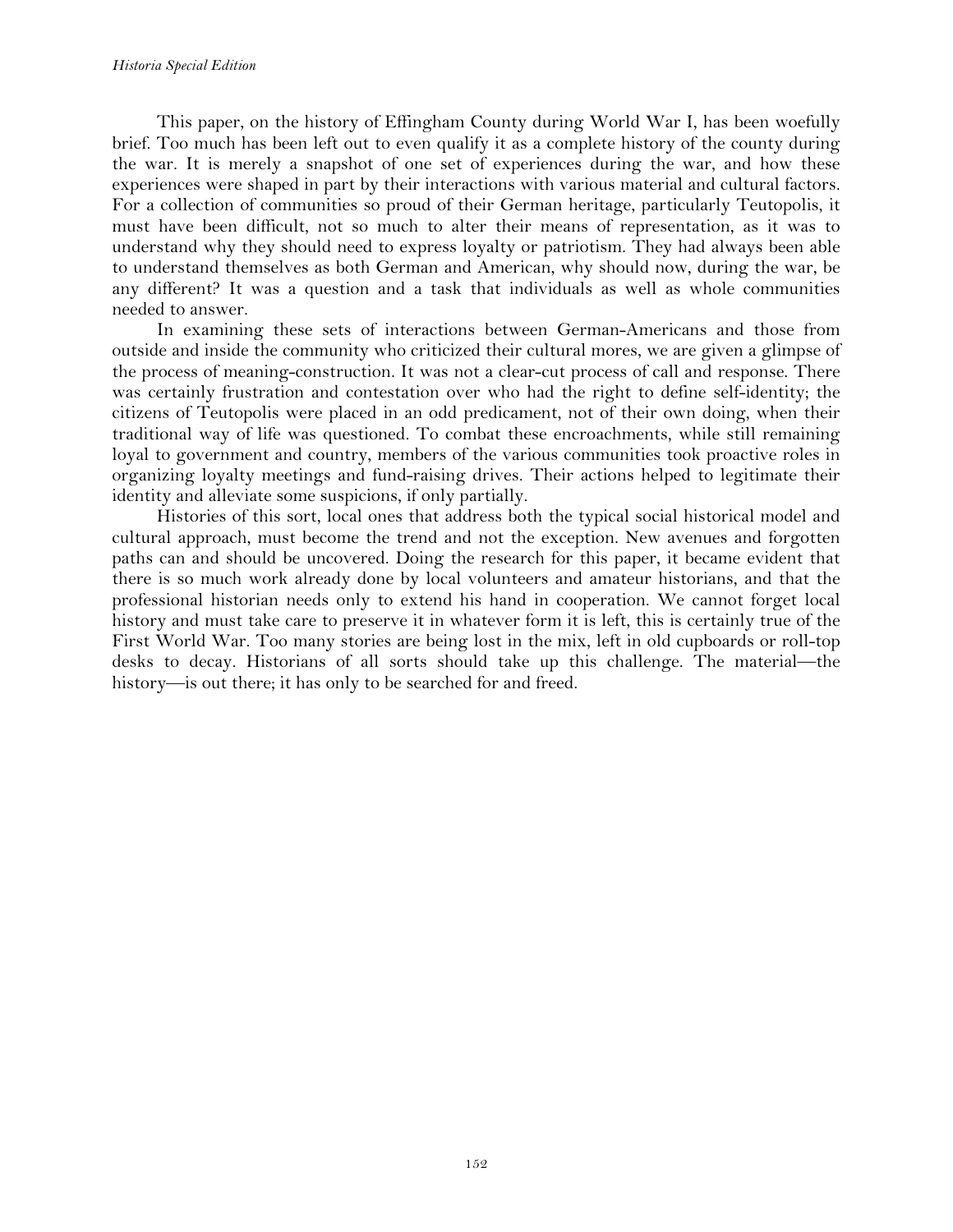This paper, on the history of Effingham County during World War I, has been woefully brief. Too much has been left out to even qualify it as a complete history of the county during the war. It is merely a snapshot of one set of experiences during the war, and how these experiences were shaped in part by their interactions with various material and cultural factors. For a collection of communities so proud of their German heritage, particularly Teutopolis, it must have been difficult, not so much to alter their means of representation, as it was to understand why they should need to express loyalty or patriotism. They had always been able to understand themselves as both German and American, why should now, during the war, be any different? It was a question and a task that individuals as well as whole communities needed to answer.

In examining these sets of interactions between German-Americans and those from outside and inside the community who criticized their cultural mores, we are given a glimpse of the process of meaning-construction. It was not a clear-cut process of call and response. There was certainly frustration and contestation over who had the right to define self-identity; the citizens of Teutopolis were placed in an odd predicament, not of their own doing, when their traditional way of life was questioned. To combat these encroachments, while still remaining loyal to government and country, members of the various communities took proactive roles in organizing loyalty meetings and fund-raising drives. Their actions helped to legitimate their identity and alleviate some suspicions, if only partially.

Histories of this sort, local ones that address both the typical social historical model and cultural approach, must become the trend and not the exception. New avenues and forgotten paths can and should be uncovered. Doing the research for this paper, it became evident that there is so much work already done by local volunteers and amateur historians, and that the professional historian needs only to extend his hand in cooperation. We cannot forget local history and must take care to preserve it in whatever form it is left, this is certainly true of the First World War. Too many stories are being lost in the mix, left in old cupboards or roll-top desks to decay. Historians of all sorts should take up this challenge. The material—the history—is out there; it has only to be searched for and freed.